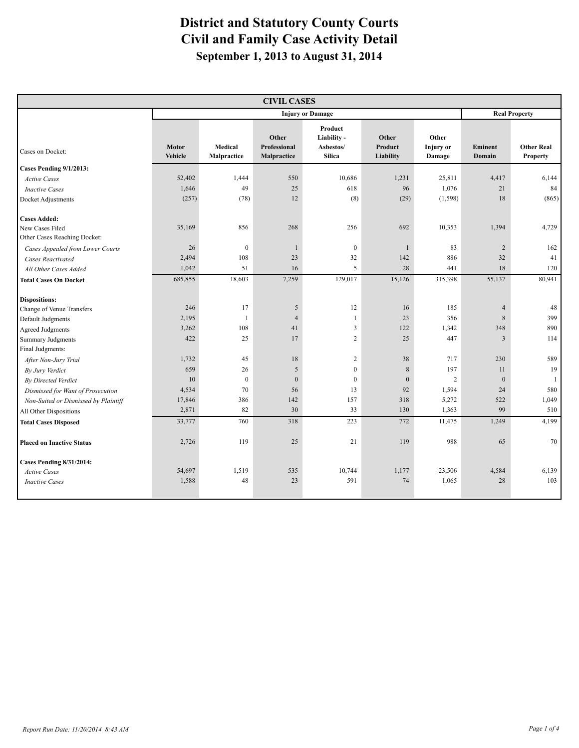# District and Statutory County Courts
# Civil and Family Case Activity Detail
## September 1, 2013 to August 31, 2014

| CIVIL CASES | | | | | | | | |
|---|---|---|---|---|---|---|---|---|
| | Injury or Damage | | | | | | Real Property | |
| Cases on Docket: | Motor Vehicle | Medical Malpractice | Other Professional Malpractice | Product Liability - Asbestos/ Silica | Other Product Liability | Other Injury or Damage | Eminent Domain | Other Real Property |
| **Cases Pending 9/1/2013:** | | | | | | | | |
| *Active Cases* | 52,402 | 1,444 | 550 | 10,686 | 1,231 | 25,811 | 4,417 | 6,144 |
| *Inactive Cases* | 1,646 | 49 | 25 | 618 | 96 | 1,076 | 21 | 84 |
| Docket Adjustments | (257) | (78) | 12 | (8) | (29) | (1,598) | 18 | (865) |
| **Cases Added:** | | | | | | | | |
| New Cases Filed | 35,169 | 856 | 268 | 256 | 692 | 10,353 | 1,394 | 4,729 |
| Other Cases Reaching Docket: | | | | | | | | |
| *Cases Appealed from Lower Courts* | 26 | 0 | 1 | 0 | 1 | 83 | 2 | 162 |
| *Cases Reactivated* | 2,494 | 108 | 23 | 32 | 142 | 886 | 32 | 41 |
| *All Other Cases Added* | 1,042 | 51 | 16 | 5 | 28 | 441 | 18 | 120 |
| **Total Cases On Docket** | 685,855 | 18,603 | 7,259 | 129,017 | 15,126 | 315,398 | 55,137 | 80,941 |
| **Dispositions:** | | | | | | | | |
| Change of Venue Transfers | 246 | 17 | 5 | 12 | 16 | 185 | 4 | 48 |
| Default Judgments | 2,195 | 1 | 4 | 1 | 23 | 356 | 8 | 399 |
| Agreed Judgments | 3,262 | 108 | 41 | 3 | 122 | 1,342 | 348 | 890 |
| Summary Judgments | 422 | 25 | 17 | 2 | 25 | 447 | 3 | 114 |
| Final Judgments: | | | | | | | | |
| *After Non-Jury Trial* | 1,732 | 45 | 18 | 2 | 38 | 717 | 230 | 589 |
| *By Jury Verdict* | 659 | 26 | 5 | 0 | 8 | 197 | 11 | 19 |
| *By Directed Verdict* | 10 | 0 | 0 | 0 | 0 | 2 | 0 | 1 |
| *Dismissed for Want of Prosecution* | 4,534 | 70 | 56 | 13 | 92 | 1,594 | 24 | 580 |
| *Non-Suited or Dismissed by Plaintiff* | 17,846 | 386 | 142 | 157 | 318 | 5,272 | 522 | 1,049 |
| All Other Dispositions | 2,871 | 82 | 30 | 33 | 130 | 1,363 | 99 | 510 |
| **Total Cases Disposed** | 33,777 | 760 | 318 | 223 | 772 | 11,475 | 1,249 | 4,199 |
| **Placed on Inactive Status** | 2,726 | 119 | 25 | 21 | 119 | 988 | 65 | 70 |
| **Cases Pending 8/31/2014:** | | | | | | | | |
| *Active Cases* | 54,697 | 1,519 | 535 | 10,744 | 1,177 | 23,506 | 4,584 | 6,139 |
| *Inactive Cases* | 1,588 | 48 | 23 | 591 | 74 | 1,065 | 28 | 103 |

*Report Run Date: 11/20/2014 8:43 AM*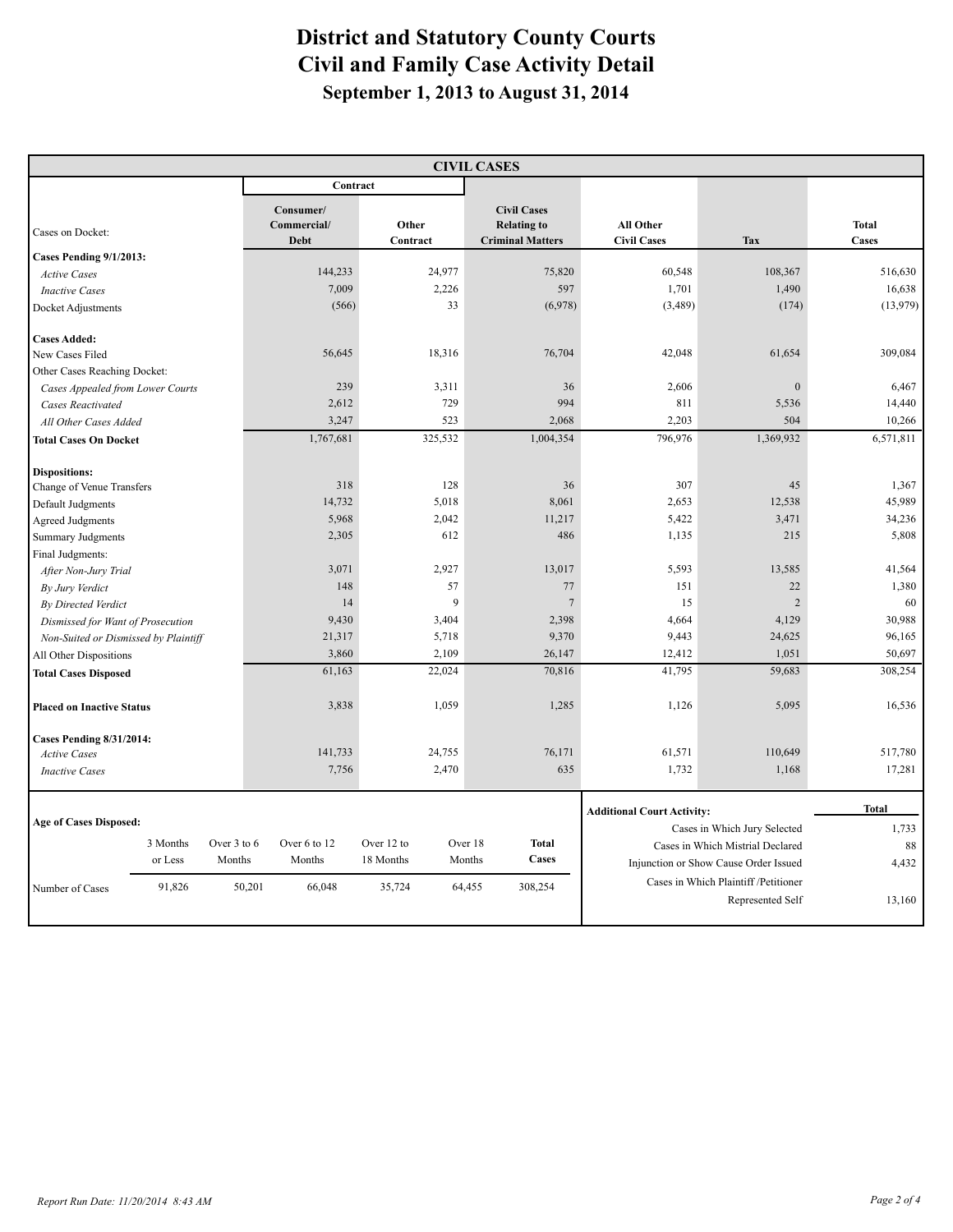# District and Statutory County Courts
# Civil and Family Case Activity Detail
## September 1, 2013 to August 31, 2014

**CIVIL CASES**

| Cases on Docket: | Contract: Consumer/ Commercial/ Debt | Contract: Other Contract | Civil Cases Relating to Criminal Matters | All Other Civil Cases | Tax | Total Cases |
|---|---|---|---|---|---|---|
| **Cases Pending 9/1/2013:** | | | | | | |
| *Active Cases* | 144,233 | 24,977 | 75,820 | 60,548 | 108,367 | 516,630 |
| *Inactive Cases* | 7,009 | 2,226 | 597 | 1,701 | 1,490 | 16,638 |
| Docket Adjustments | (566) | 33 | (6,978) | (3,489) | (174) | (13,979) |
| **Cases Added:** | | | | | | |
| New Cases Filed | 56,645 | 18,316 | 76,704 | 42,048 | 61,654 | 309,084 |
| Other Cases Reaching Docket: | | | | | | |
| *Cases Appealed from Lower Courts* | 239 | 3,311 | 36 | 2,606 | 0 | 6,467 |
| *Cases Reactivated* | 2,612 | 729 | 994 | 811 | 5,536 | 14,440 |
| *All Other Cases Added* | 3,247 | 523 | 2,068 | 2,203 | 504 | 10,266 |
| **Total Cases On Docket** | 1,767,681 | 325,532 | 1,004,354 | 796,976 | 1,369,932 | 6,571,811 |
| **Dispositions:** | | | | | | |
| Change of Venue Transfers | 318 | 128 | 36 | 307 | 45 | 1,367 |
| Default Judgments | 14,732 | 5,018 | 8,061 | 2,653 | 12,538 | 45,989 |
| Agreed Judgments | 5,968 | 2,042 | 11,217 | 5,422 | 3,471 | 34,236 |
| Summary Judgments | 2,305 | 612 | 486 | 1,135 | 215 | 5,808 |
| Final Judgments: | | | | | | |
| *After Non-Jury Trial* | 3,071 | 2,927 | 13,017 | 5,593 | 13,585 | 41,564 |
| *By Jury Verdict* | 148 | 57 | 77 | 151 | 22 | 1,380 |
| *By Directed Verdict* | 14 | 9 | 7 | 15 | 2 | 60 |
| *Dismissed for Want of Prosecution* | 9,430 | 3,404 | 2,398 | 4,664 | 4,129 | 30,988 |
| *Non-Suited or Dismissed by Plaintiff* | 21,317 | 5,718 | 9,370 | 9,443 | 24,625 | 96,165 |
| All Other Dispositions | 3,860 | 2,109 | 26,147 | 12,412 | 1,051 | 50,697 |
| **Total Cases Disposed** | 61,163 | 22,024 | 70,816 | 41,795 | 59,683 | 308,254 |
| **Placed on Inactive Status** | 3,838 | 1,059 | 1,285 | 1,126 | 5,095 | 16,536 |
| **Cases Pending 8/31/2014:** | | | | | | |
| *Active Cases* | 141,733 | 24,755 | 76,171 | 61,571 | 110,649 | 517,780 |
| *Inactive Cases* | 7,756 | 2,470 | 635 | 1,732 | 1,168 | 17,281 |

**Age of Cases Disposed:**

| | 3 Months or Less | Over 3 to 6 Months | Over 6 to 12 Months | Over 12 to 18 Months | Over 18 Months | Total Cases |
|---|---|---|---|---|---|---|
| Number of Cases | 91,826 | 50,201 | 66,048 | 35,724 | 64,455 | 308,254 |

| Additional Court Activity: | Total |
|---|---|
| Cases in Which Jury Selected | 1,733 |
| Cases in Which Mistrial Declared | 88 |
| Injunction or Show Cause Order Issued | 4,432 |
| Cases in Which Plaintiff /Petitioner Represented Self | 13,160 |

*Report Run Date: 11/20/2014 8:43 AM*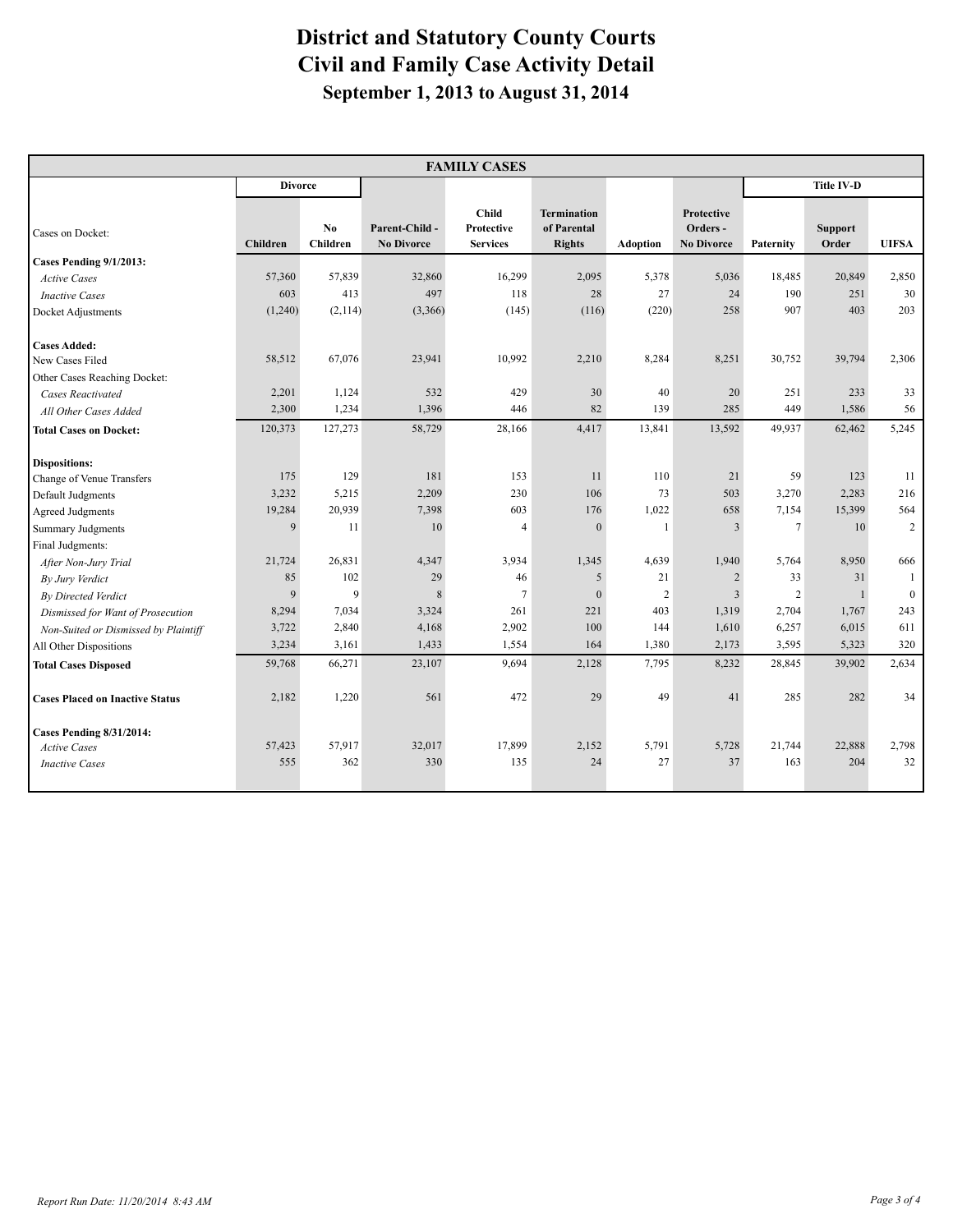# District and Statutory County Courts
# Civil and Family Case Activity Detail
## September 1, 2013 to August 31, 2014

| FAMILY CASES | | | | | | | | | | |
|---|---|---|---|---|---|---|---|---|---|---|
| | Divorce | | | | | | | Title IV-D | | |
| Cases on Docket: | Children | No Children | Parent-Child - No Divorce | Child Protective Services | Termination of Parental Rights | Adoption | Protective Orders - No Divorce | Paternity | Support Order | UIFSA |
| **Cases Pending 9/1/2013:** | | | | | | | | | | |
| *Active Cases* | 57,360 | 57,839 | 32,860 | 16,299 | 2,095 | 5,378 | 5,036 | 18,485 | 20,849 | 2,850 |
| *Inactive Cases* | 603 | 413 | 497 | 118 | 28 | 27 | 24 | 190 | 251 | 30 |
| Docket Adjustments | (1,240) | (2,114) | (3,366) | (145) | (116) | (220) | 258 | 907 | 403 | 203 |
| **Cases Added:** | | | | | | | | | | |
| New Cases Filed | 58,512 | 67,076 | 23,941 | 10,992 | 2,210 | 8,284 | 8,251 | 30,752 | 39,794 | 2,306 |
| Other Cases Reaching Docket: | | | | | | | | | | |
| *Cases Reactivated* | 2,201 | 1,124 | 532 | 429 | 30 | 40 | 20 | 251 | 233 | 33 |
| *All Other Cases Added* | 2,300 | 1,234 | 1,396 | 446 | 82 | 139 | 285 | 449 | 1,586 | 56 |
| **Total Cases on Docket:** | 120,373 | 127,273 | 58,729 | 28,166 | 4,417 | 13,841 | 13,592 | 49,937 | 62,462 | 5,245 |
| **Dispositions:** | | | | | | | | | | |
| Change of Venue Transfers | 175 | 129 | 181 | 153 | 11 | 110 | 21 | 59 | 123 | 11 |
| Default Judgments | 3,232 | 5,215 | 2,209 | 230 | 106 | 73 | 503 | 3,270 | 2,283 | 216 |
| Agreed Judgments | 19,284 | 20,939 | 7,398 | 603 | 176 | 1,022 | 658 | 7,154 | 15,399 | 564 |
| Summary Judgments | 9 | 11 | 10 | 4 | 0 | 1 | 3 | 7 | 10 | 2 |
| Final Judgments: | | | | | | | | | | |
| *After Non-Jury Trial* | 21,724 | 26,831 | 4,347 | 3,934 | 1,345 | 4,639 | 1,940 | 5,764 | 8,950 | 666 |
| *By Jury Verdict* | 85 | 102 | 29 | 46 | 5 | 21 | 2 | 33 | 31 | 1 |
| *By Directed Verdict* | 9 | 9 | 8 | 7 | 0 | 2 | 3 | 2 | 1 | 0 |
| *Dismissed for Want of Prosecution* | 8,294 | 7,034 | 3,324 | 261 | 221 | 403 | 1,319 | 2,704 | 1,767 | 243 |
| *Non-Suited or Dismissed by Plaintiff* | 3,722 | 2,840 | 4,168 | 2,902 | 100 | 144 | 1,610 | 6,257 | 6,015 | 611 |
| All Other Dispositions | 3,234 | 3,161 | 1,433 | 1,554 | 164 | 1,380 | 2,173 | 3,595 | 5,323 | 320 |
| **Total Cases Disposed** | 59,768 | 66,271 | 23,107 | 9,694 | 2,128 | 7,795 | 8,232 | 28,845 | 39,902 | 2,634 |
| **Cases Placed on Inactive Status** | 2,182 | 1,220 | 561 | 472 | 29 | 49 | 41 | 285 | 282 | 34 |
| **Cases Pending 8/31/2014:** | | | | | | | | | | |
| *Active Cases* | 57,423 | 57,917 | 32,017 | 17,899 | 2,152 | 5,791 | 5,728 | 21,744 | 22,888 | 2,798 |
| *Inactive Cases* | 555 | 362 | 330 | 135 | 24 | 27 | 37 | 163 | 204 | 32 |

*Report Run Date: 11/20/2014 8:43 AM*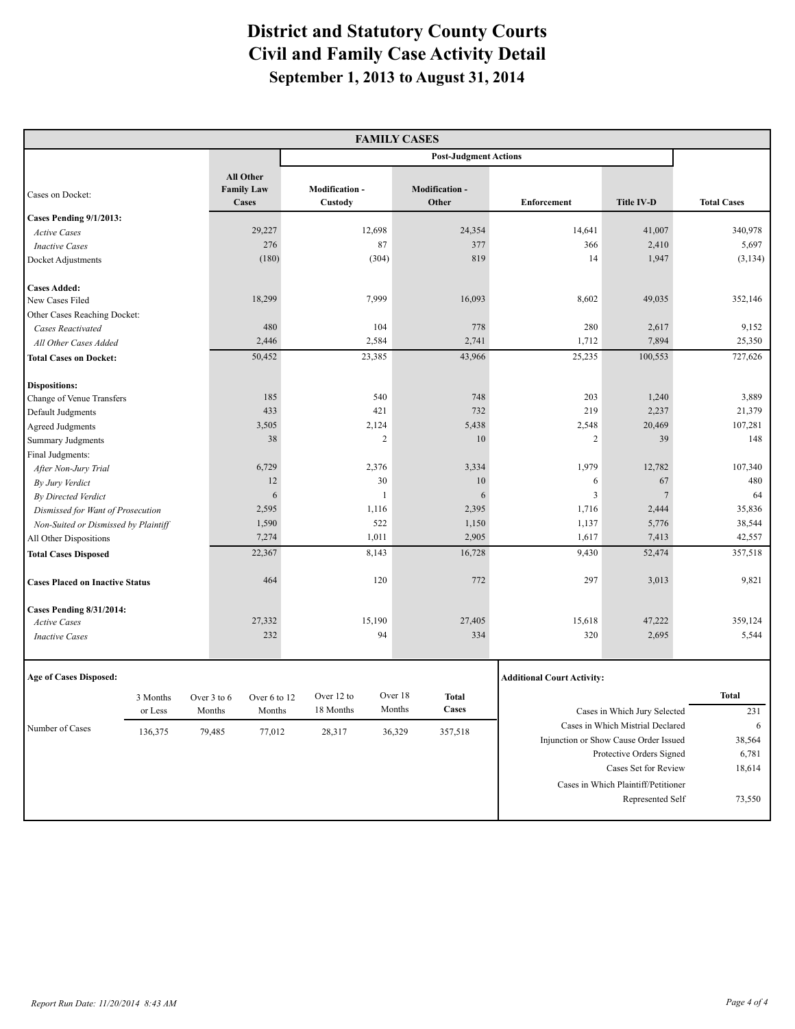# District and Statutory County Courts
# Civil and Family Case Activity Detail
## September 1, 2013 to August 31, 2014

### FAMILY CASES

| Cases on Docket: | All Other Family Law Cases | Post-Judgment Actions: Modification - Custody | Post-Judgment Actions: Modification - Other | Post-Judgment Actions: Enforcement | Post-Judgment Actions: Title IV-D | Total Cases |
|---|---|---|---|---|---|---|
| **Cases Pending 9/1/2013:** | | | | | | |
| *Active Cases* | 29,227 | 12,698 | 24,354 | 14,641 | 41,007 | 340,978 |
| *Inactive Cases* | 276 | 87 | 377 | 366 | 2,410 | 5,697 |
| Docket Adjustments | (180) | (304) | 819 | 14 | 1,947 | (3,134) |
| **Cases Added:** | | | | | | |
| New Cases Filed | 18,299 | 7,999 | 16,093 | 8,602 | 49,035 | 352,146 |
| Other Cases Reaching Docket: | | | | | | |
| *Cases Reactivated* | 480 | 104 | 778 | 280 | 2,617 | 9,152 |
| *All Other Cases Added* | 2,446 | 2,584 | 2,741 | 1,712 | 7,894 | 25,350 |
| **Total Cases on Docket:** | 50,452 | 23,385 | 43,966 | 25,235 | 100,553 | 727,626 |
| **Dispositions:** | | | | | | |
| Change of Venue Transfers | 185 | 540 | 748 | 203 | 1,240 | 3,889 |
| Default Judgments | 433 | 421 | 732 | 219 | 2,237 | 21,379 |
| Agreed Judgments | 3,505 | 2,124 | 5,438 | 2,548 | 20,469 | 107,281 |
| Summary Judgments | 38 | 2 | 10 | 2 | 39 | 148 |
| Final Judgments: | | | | | | |
| *After Non-Jury Trial* | 6,729 | 2,376 | 3,334 | 1,979 | 12,782 | 107,340 |
| *By Jury Verdict* | 12 | 30 | 10 | 6 | 67 | 480 |
| *By Directed Verdict* | 6 | 1 | 6 | 3 | 7 | 64 |
| *Dismissed for Want of Prosecution* | 2,595 | 1,116 | 2,395 | 1,716 | 2,444 | 35,836 |
| *Non-Suited or Dismissed by Plaintiff* | 1,590 | 522 | 1,150 | 1,137 | 5,776 | 38,544 |
| All Other Dispositions | 7,274 | 1,011 | 2,905 | 1,617 | 7,413 | 42,557 |
| **Total Cases Disposed** | 22,367 | 8,143 | 16,728 | 9,430 | 52,474 | 357,518 |
| **Cases Placed on Inactive Status** | 464 | 120 | 772 | 297 | 3,013 | 9,821 |
| **Cases Pending 8/31/2014:** | | | | | | |
| *Active Cases* | 27,332 | 15,190 | 27,405 | 15,618 | 47,222 | 359,124 |
| *Inactive Cases* | 232 | 94 | 334 | 320 | 2,695 | 5,544 |

**Age of Cases Disposed:**

| | 3 Months or Less | Over 3 to 6 Months | Over 6 to 12 Months | Over 12 to 18 Months | Over 18 Months | Total Cases |
|---|---|---|---|---|---|---|
| Number of Cases | 136,375 | 79,485 | 77,012 | 28,317 | 36,329 | 357,518 |

**Additional Court Activity:**

| | Total |
|---|---|
| Cases in Which Jury Selected | 231 |
| Cases in Which Mistrial Declared | 6 |
| Injunction or Show Cause Order Issued | 38,564 |
| Protective Orders Signed | 6,781 |
| Cases Set for Review | 18,614 |
| Cases in Which Plaintiff/Petitioner Represented Self | 73,550 |

*Report Run Date: 11/20/2014 8:43 AM*